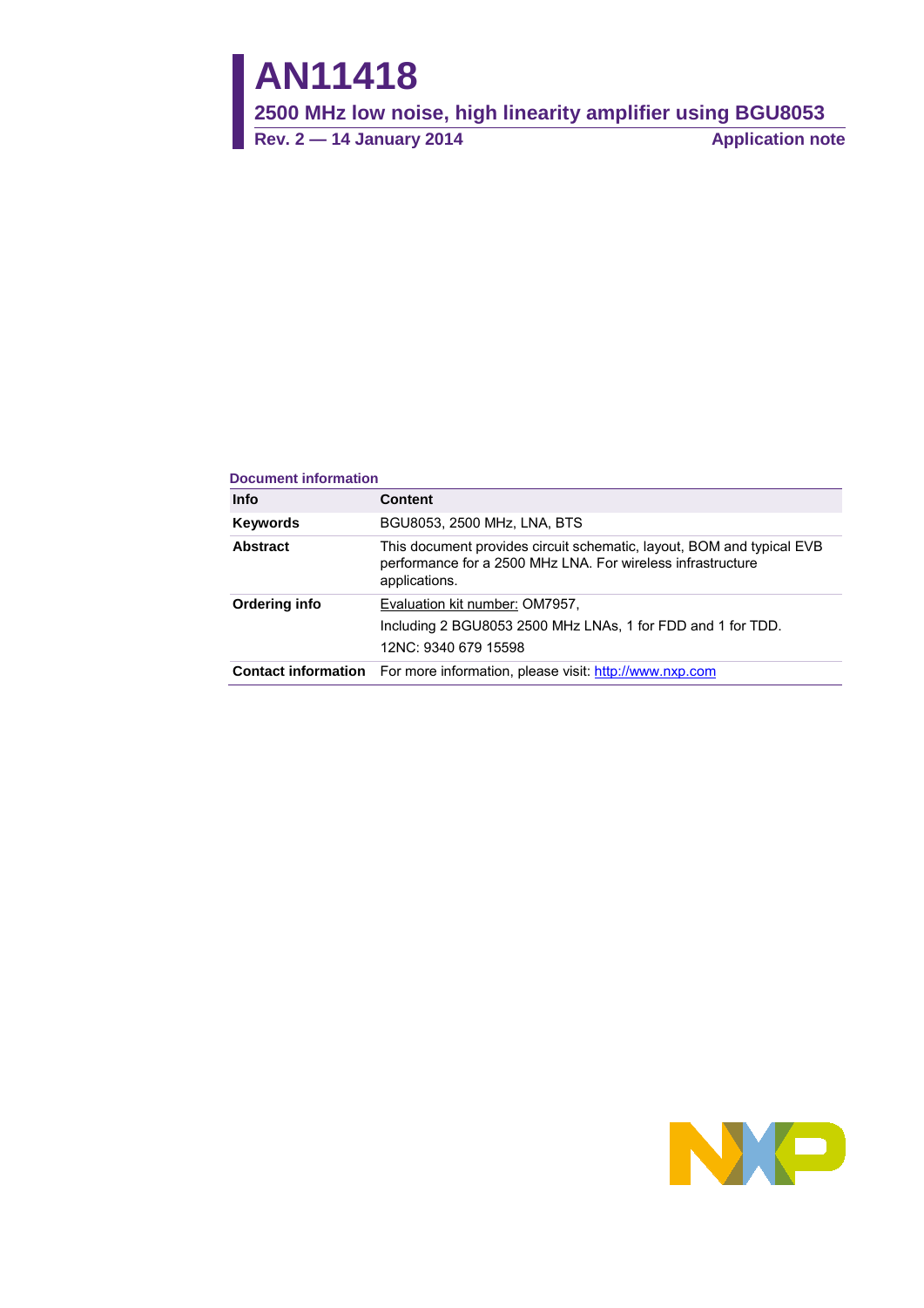# AN11418

## 2500 MHz low noise, high linearity amplifier using BGU8053

**Rev. 2 — 14 January 2014** **Application note**

**Document information**

| Info | Content |
|---|---|
| **Keywords** | BGU8053, 2500 MHz, LNA, BTS |
| **Abstract** | This document provides circuit schematic, layout, BOM and typical EVB performance for a 2500 MHz LNA. For wireless infrastructure applications. |
| **Ordering info** | Evaluation kit number: OM7957, Including 2 BGU8053 2500 MHz LNAs, 1 for FDD and 1 for TDD. 12NC: 9340 679 15598 |
| **Contact information** | For more information, please visit: http://www.nxp.com |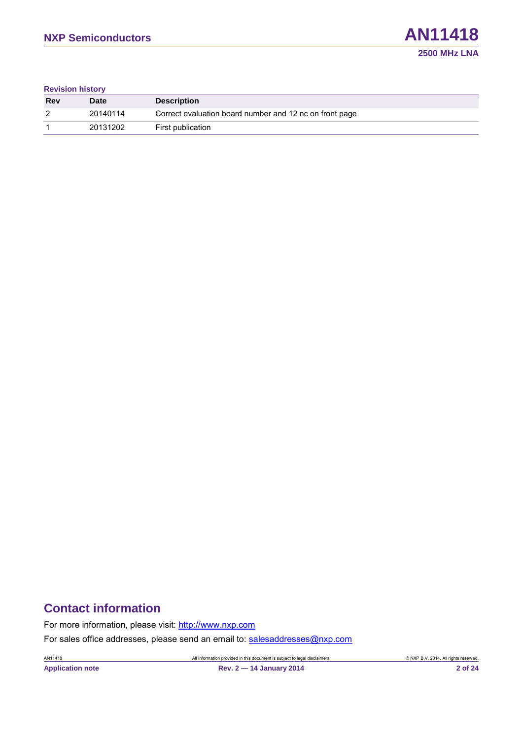**Revision history**

| Rev | Date | Description |
|---|---|---|
| 2 | 20140114 | Correct evaluation board number and 12 nc on front page |
| 1 | 20131202 | First publication |

## Contact information

For more information, please visit: http://www.nxp.com

For sales office addresses, please send an email to: salesaddresses@nxp.com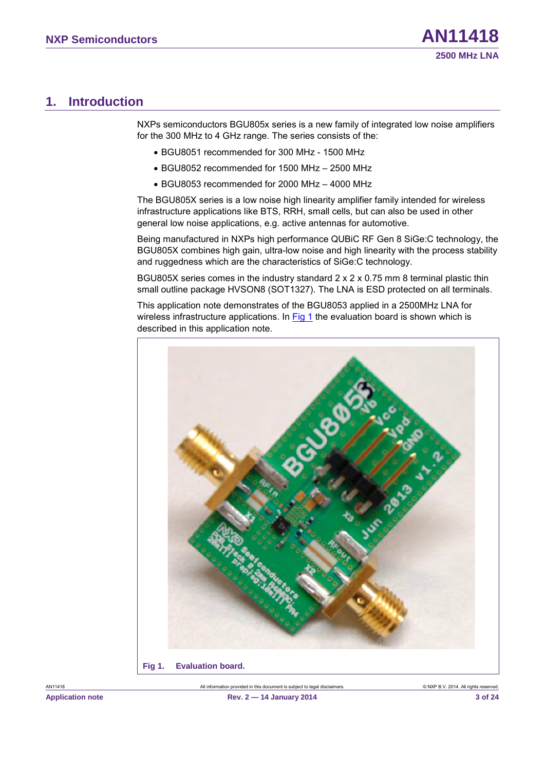# 1. Introduction

NXPs semiconductors BGU805x series is a new family of integrated low noise amplifiers for the 300 MHz to 4 GHz range. The series consists of the:

- BGU8051 recommended for 300 MHz - 1500 MHz
- BGU8052 recommended for 1500 MHz – 2500 MHz
- BGU8053 recommended for 2000 MHz – 4000 MHz

The BGU805X series is a low noise high linearity amplifier family intended for wireless infrastructure applications like BTS, RRH, small cells, but can also be used in other general low noise applications, e.g. active antennas for automotive.

Being manufactured in NXPs high performance QUBiC RF Gen 8 SiGe:C technology, the BGU805X combines high gain, ultra-low noise and high linearity with the process stability and ruggedness which are the characteristics of SiGe:C technology.

BGU805X series comes in the industry standard 2 x 2 x 0.75 mm 8 terminal plastic thin small outline package HVSON8 (SOT1327). The LNA is ESD protected on all terminals.

This application note demonstrates of the BGU8053 applied in a 2500MHz LNA for wireless infrastructure applications. In Fig 1 the evaluation board is shown which is described in this application note.

**Fig 1. Evaluation board.**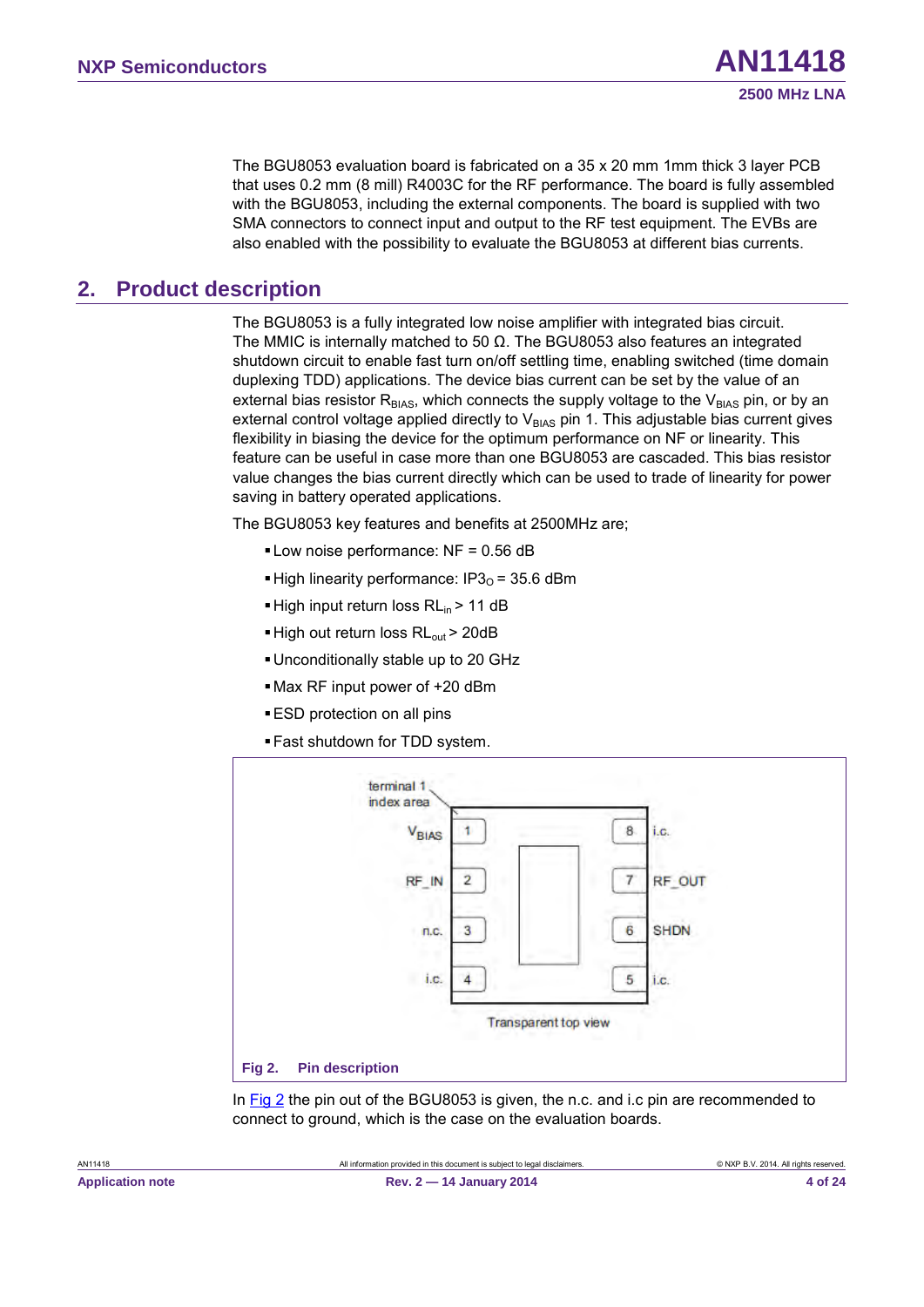The BGU8053 evaluation board is fabricated on a 35 x 20 mm 1mm thick 3 layer PCB that uses 0.2 mm (8 mill) R4003C for the RF performance. The board is fully assembled with the BGU8053, including the external components. The board is supplied with two SMA connectors to connect input and output to the RF test equipment. The EVBs are also enabled with the possibility to evaluate the BGU8053 at different bias currents.

## 2. Product description

The BGU8053 is a fully integrated low noise amplifier with integrated bias circuit. The MMIC is internally matched to 50 Ω. The BGU8053 also features an integrated shutdown circuit to enable fast turn on/off settling time, enabling switched (time domain duplexing TDD) applications. The device bias current can be set by the value of an external bias resistor $R_{BIAS}$, which connects the supply voltage to the $V_{BIAS}$ pin, or by an external control voltage applied directly to $V_{BIAS}$ pin 1. This adjustable bias current gives flexibility in biasing the device for the optimum performance on NF or linearity. This feature can be useful in case more than one BGU8053 are cascaded. This bias resistor value changes the bias current directly which can be used to trade of linearity for power saving in battery operated applications.

The BGU8053 key features and benefits at 2500MHz are;

- Low noise performance: NF = 0.56 dB
- High linearity performance: $IP3_O$ = 35.6 dBm
- High input return loss $RL_{in}$ > 11 dB
- High out return loss $RL_{out}$ > 20dB
- Unconditionally stable up to 20 GHz
- Max RF input power of +20 dBm
- ESD protection on all pins
- Fast shutdown for TDD system.

terminal 1 index area

| Pin | Name | Pin | Name |
|---|---|---|---|
| 1 | $V_{BIAS}$ | 8 | i.c. |
| 2 | RF_IN | 7 | RF_OUT |
| 3 | n.c. | 6 | SHDN |
| 4 | i.c. | 5 | i.c. |

Transparent top view

**Fig 2. Pin description**

In Fig 2 the pin out of the BGU8053 is given, the n.c. and i.c pin are recommended to connect to ground, which is the case on the evaluation boards.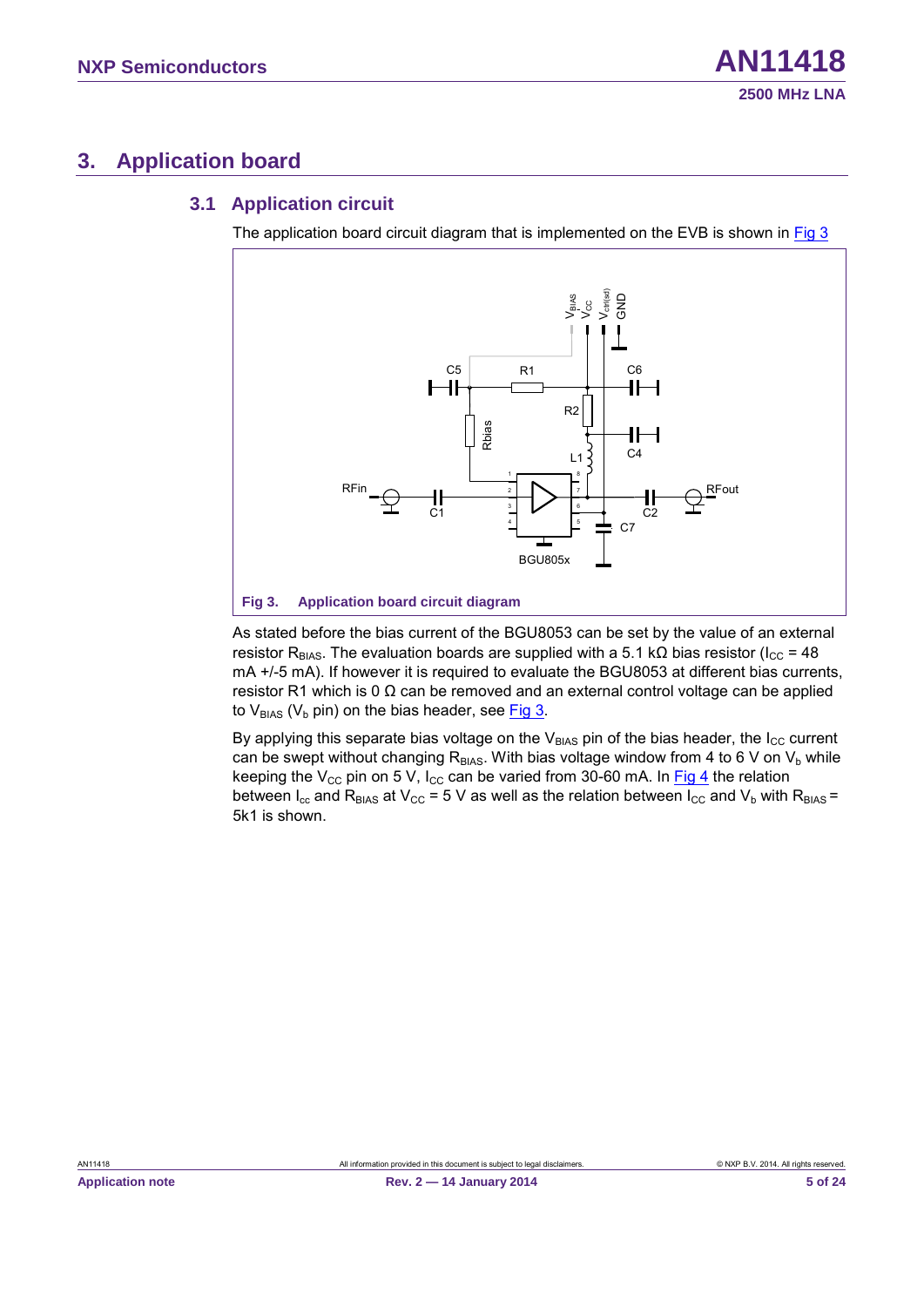# 3. Application board

## 3.1 Application circuit

The application board circuit diagram that is implemented on the EVB is shown in Fig 3

Fig 3. Application board circuit diagram

As stated before the bias current of the BGU8053 can be set by the value of an external resistor $R_{BIAS}$. The evaluation boards are supplied with a 5.1 kΩ bias resistor ($I_{CC}$ = 48 mA +/-5 mA). If however it is required to evaluate the BGU8053 at different bias currents, resistor R1 which is 0 Ω can be removed and an external control voltage can be applied to $V_{BIAS}$ ($V_b$ pin) on the bias header, see Fig 3.

By applying this separate bias voltage on the $V_{BIAS}$ pin of the bias header, the $I_{CC}$ current can be swept without changing $R_{BIAS}$. With bias voltage window from 4 to 6 V on $V_b$ while keeping the $V_{CC}$ pin on 5 V, $I_{CC}$ can be varied from 30-60 mA. In Fig 4 the relation between $I_{cc}$ and $R_{BIAS}$ at $V_{CC}$ = 5 V as well as the relation between $I_{CC}$ and $V_b$ with $R_{BIAS}$ = 5k1 is shown.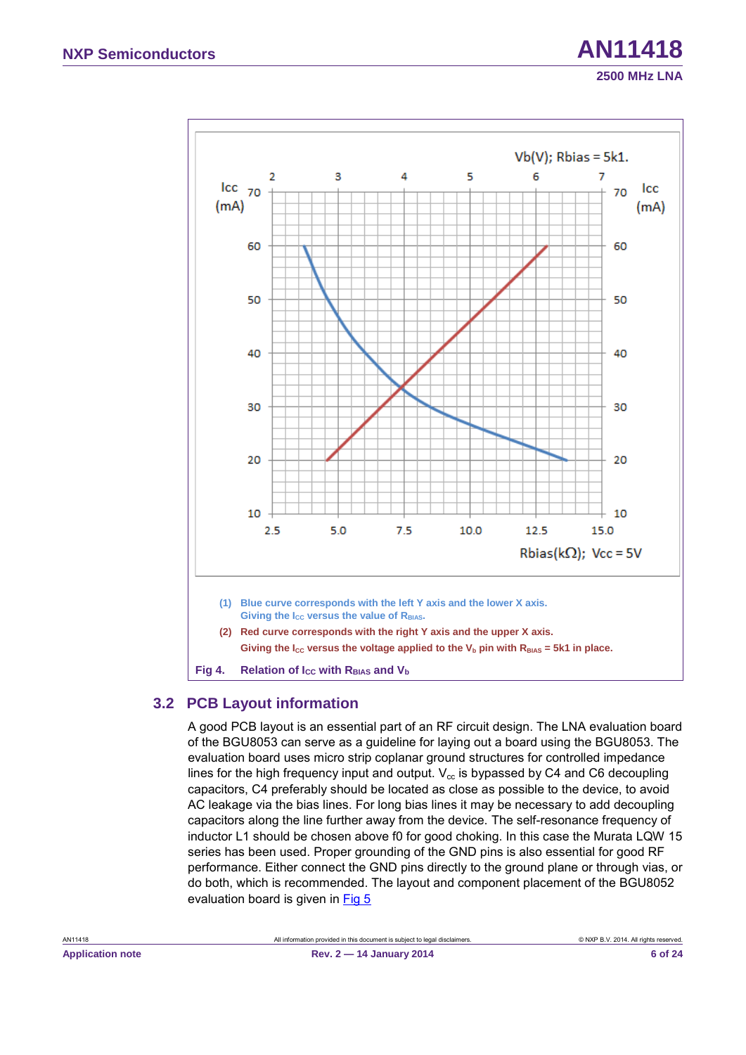(1) Blue curve corresponds with the left Y axis and the lower X axis. Giving the $I_{CC}$ versus the value of $R_{BIAS}$.

(2) Red curve corresponds with the right Y axis and the upper X axis. Giving the $I_{CC}$ versus the voltage applied to the $V_b$ pin with $R_{BIAS}$ = 5k1 in place.

**Fig 4. Relation of $I_{CC}$ with $R_{BIAS}$ and $V_b$**

## 3.2 PCB Layout information

A good PCB layout is an essential part of an RF circuit design. The LNA evaluation board of the BGU8053 can serve as a guideline for laying out a board using the BGU8053. The evaluation board uses micro strip coplanar ground structures for controlled impedance lines for the high frequency input and output. $V_{cc}$ is bypassed by C4 and C6 decoupling capacitors, C4 preferably should be located as close as possible to the device, to avoid AC leakage via the bias lines. For long bias lines it may be necessary to add decoupling capacitors along the line further away from the device. The self-resonance frequency of inductor L1 should be chosen above f0 for good choking. In this case the Murata LQW 15 series has been used. Proper grounding of the GND pins is also essential for good RF performance. Either connect the GND pins directly to the ground plane or through vias, or do both, which is recommended. The layout and component placement of the BGU8052 evaluation board is given in Fig 5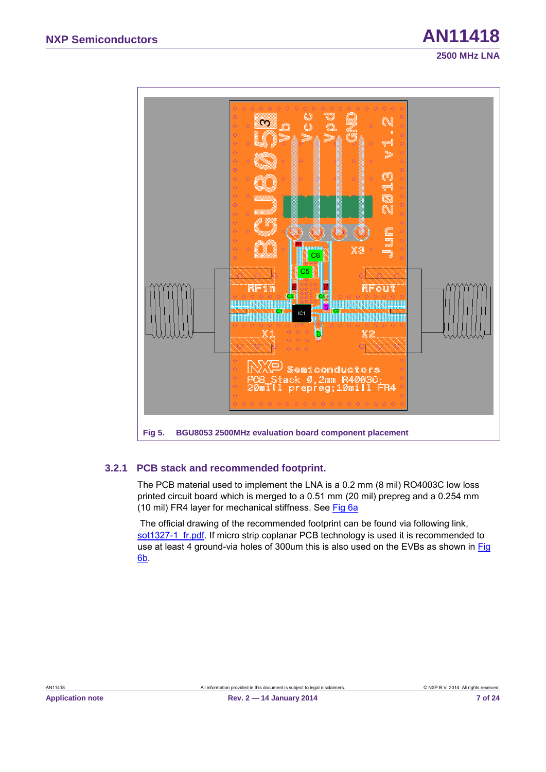Fig 5. BGU8053 2500MHz evaluation board component placement

### 3.2.1 PCB stack and recommended footprint.

The PCB material used to implement the LNA is a 0.2 mm (8 mil) RO4003C low loss printed circuit board which is merged to a 0.51 mm (20 mil) prepreg and a 0.254 mm (10 mil) FR4 layer for mechanical stiffness. See Fig 6a

The official drawing of the recommended footprint can be found via following link, sot1327-1_fr.pdf. If micro strip coplanar PCB technology is used it is recommended to use at least 4 ground-via holes of 300um this is also used on the EVBs as shown in Fig 6b.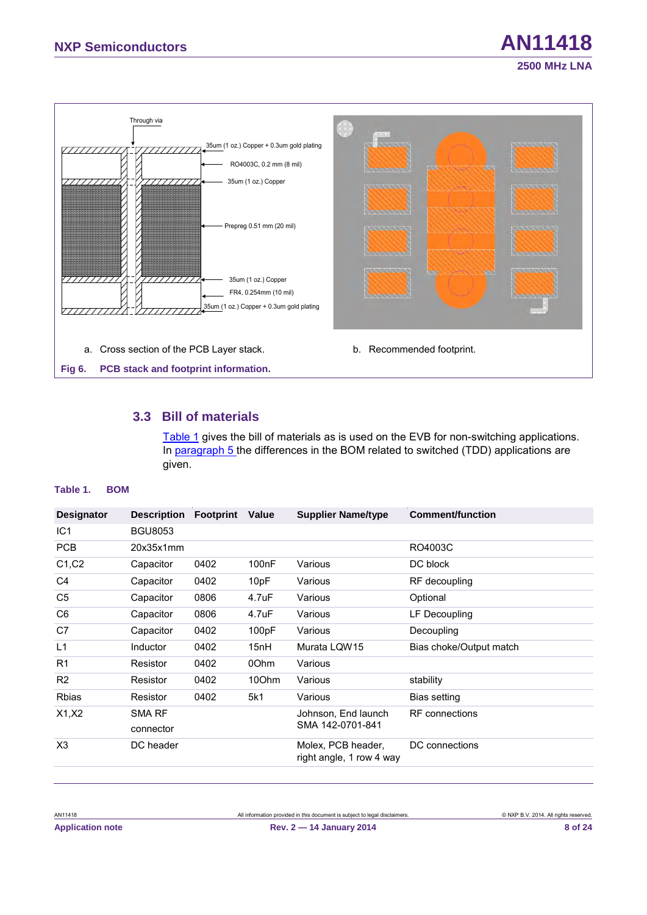Through via

35um (1 oz.) Copper + 0.3um gold plating

RO4003C, 0.2 mm (8 mil)

35um (1 oz.) Copper

Prepreg 0.51 mm (20 mil)

35um (1 oz.) Copper

FR4, 0.254mm (10 mil)

35um (1 oz.) Copper + 0.3um gold plating

a. Cross section of the PCB Layer stack.

b. Recommended footprint.

**Fig 6. PCB stack and footprint information.**

## 3.3 Bill of materials

Table 1 gives the bill of materials as is used on the EVB for non-switching applications. In paragraph 5 the differences in the BOM related to switched (TDD) applications are given.

**Table 1. BOM**

| Designator | Description | Footprint | Value | Supplier Name/type | Comment/function |
|---|---|---|---|---|---|
| IC1 | BGU8053 | | | | |
| PCB | 20x35x1mm | | | | RO4003C |
| C1,C2 | Capacitor | 0402 | 100nF | Various | DC block |
| C4 | Capacitor | 0402 | 10pF | Various | RF decoupling |
| C5 | Capacitor | 0806 | 4.7uF | Various | Optional |
| C6 | Capacitor | 0806 | 4.7uF | Various | LF Decoupling |
| C7 | Capacitor | 0402 | 100pF | Various | Decoupling |
| L1 | Inductor | 0402 | 15nH | Murata LQW15 | Bias choke/Output match |
| R1 | Resistor | 0402 | 0Ohm | Various | |
| R2 | Resistor | 0402 | 10Ohm | Various | stability |
| Rbias | Resistor | 0402 | 5k1 | Various | Bias setting |
| X1,X2 | SMA RF connector | | | Johnson, End launch SMA 142-0701-841 | RF connections |
| X3 | DC header | | | Molex, PCB header, right angle, 1 row 4 way | DC connections |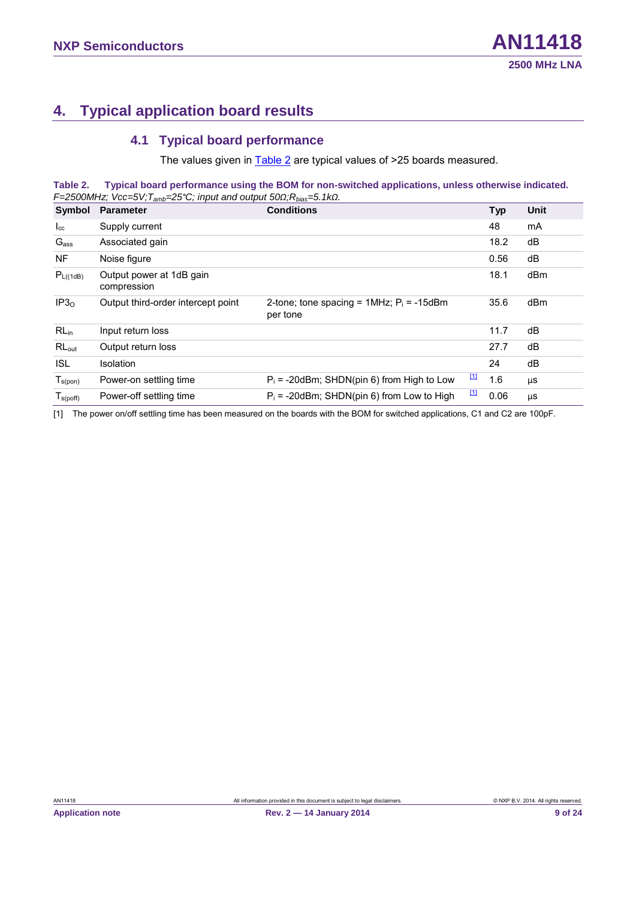# 4. Typical application board results

## 4.1 Typical board performance

The values given in Table 2 are typical values of >25 boards measured.

**Table 2. Typical board performance using the BOM for non-switched applications, unless otherwise indicated.**
*F=2500MHz; Vcc=5V;* $T_{amb}$*=25°C; input and output 50Ω;* $R_{bias}$*=5.1kΩ.*

| Symbol | Parameter | Conditions | | Typ | Unit |
|---|---|---|---|---|---|
| $I_{cc}$ | Supply current | | | 48 | mA |
| $G_{ass}$ | Associated gain | | | 18.2 | dB |
| NF | Noise figure | | | 0.56 | dB |
| $P_{L((1dB)}$ | Output power at 1dB gain compression | | | 18.1 | dBm |
| $IP3_O$ | Output third-order intercept point | 2-tone; tone spacing = 1MHz; $P_i$ = -15dBm per tone | | 35.6 | dBm |
| $RL_{in}$ | Input return loss | | | 11.7 | dB |
| $RL_{out}$ | Output return loss | | | 27.7 | dB |
| ISL | Isolation | | | 24 | dB |
| $T_{s(pon)}$ | Power-on settling time | $P_i$ = -20dBm; SHDN(pin 6) from High to Low | [1] | 1.6 | µs |
| $T_{s(poff)}$ | Power-off settling time | $P_i$ = -20dBm; SHDN(pin 6) from Low to High | [1] | 0.06 | µs |

[1] The power on/off settling time has been measured on the boards with the BOM for switched applications, C1 and C2 are 100pF.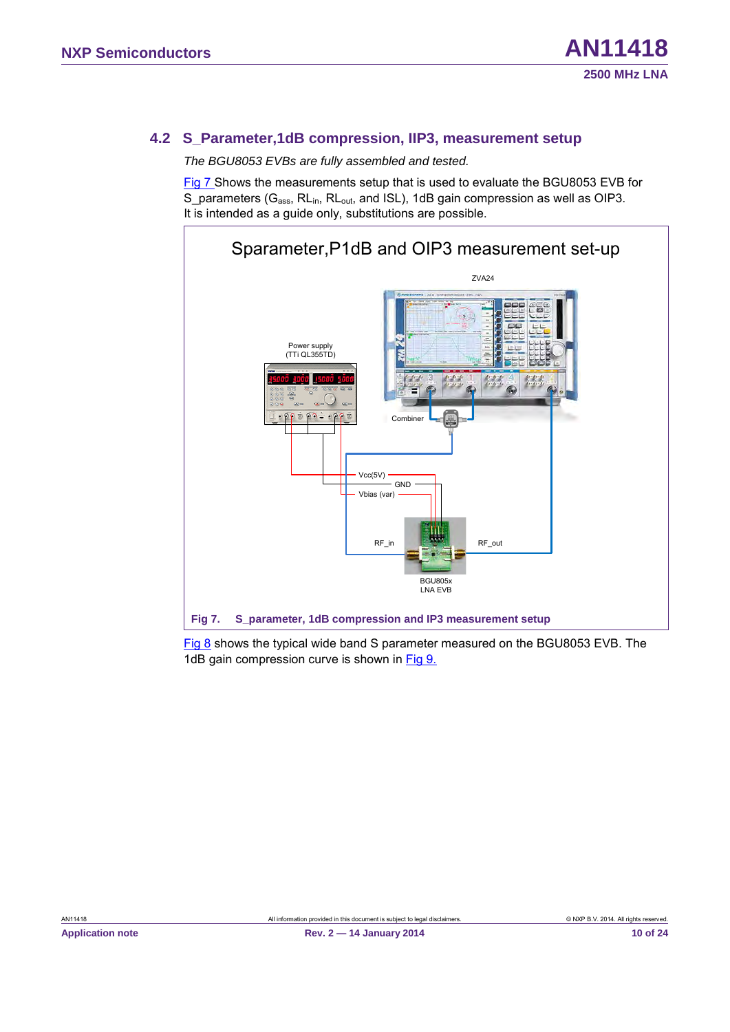## 4.2 S_Parameter,1dB compression, IIP3, measurement setup

*The BGU8053 EVBs are fully assembled and tested.*

Fig 7 Shows the measurements setup that is used to evaluate the BGU8053 EVB for S_parameters ($G_{ass}$, $RL_{in}$, $RL_{out}$, and ISL), 1dB gain compression as well as OIP3. It is intended as a guide only, substitutions are possible.

Sparameter,P1dB and OIP3 measurement set-up

ZVA24

Power supply (TTi QL355TD)

Combiner

Vcc(5V)

GND

Vbias (var)

RF_in

RF_out

BGU805x LNA EVB

**Fig 7. S_parameter, 1dB compression and IP3 measurement setup**

Fig 8 shows the typical wide band S parameter measured on the BGU8053 EVB. The 1dB gain compression curve is shown in Fig 9.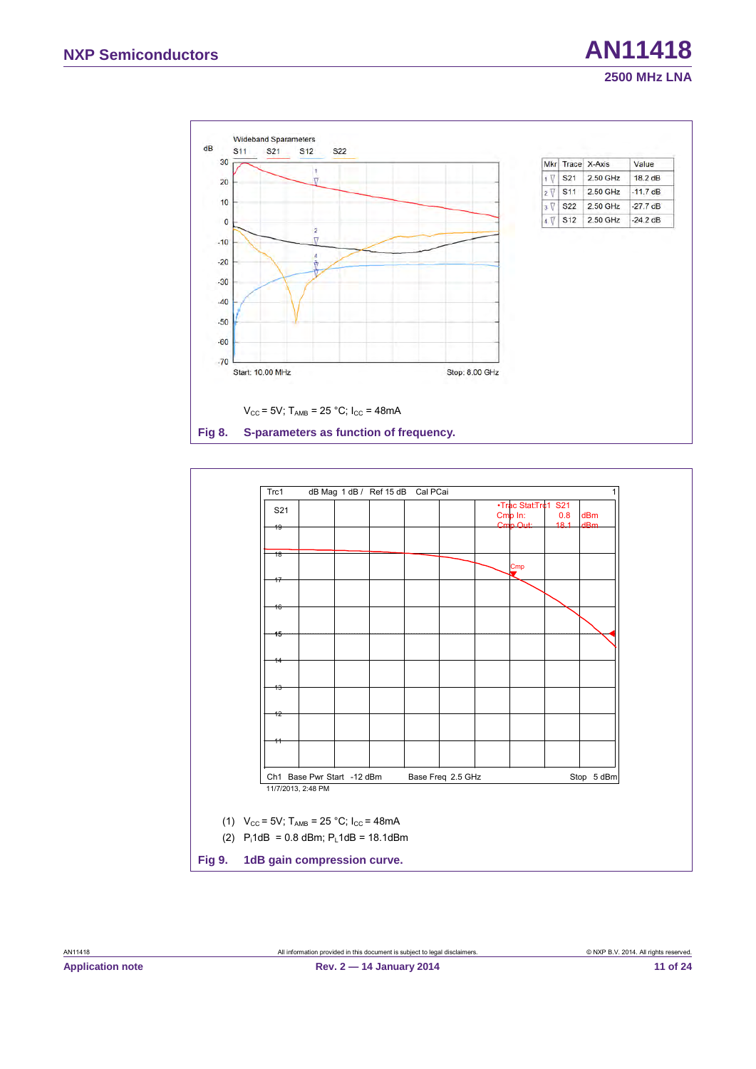| Mkr | Trace | X-Axis | Value |
|---|---|---|---|
| 1 | S21 | 2.50 GHz | 18.2 dB |
| 2 | S11 | 2.50 GHz | -11.7 dB |
| 3 | S22 | 2.50 GHz | -27.7 dB |
| 4 | S12 | 2.50 GHz | -24.2 dB |

$V_{CC}$ = 5V; $T_{AMB}$ = 25 °C; $I_{CC}$ = 48mA

**Fig 8. S-parameters as function of frequency.**

(1) $V_{CC}$ = 5V; $T_{AMB}$ = 25 °C; $I_{CC}$ = 48mA

(2) $P_i$1dB = 0.8 dBm; $P_L$1dB = 18.1dBm

**Fig 9. 1dB gain compression curve.**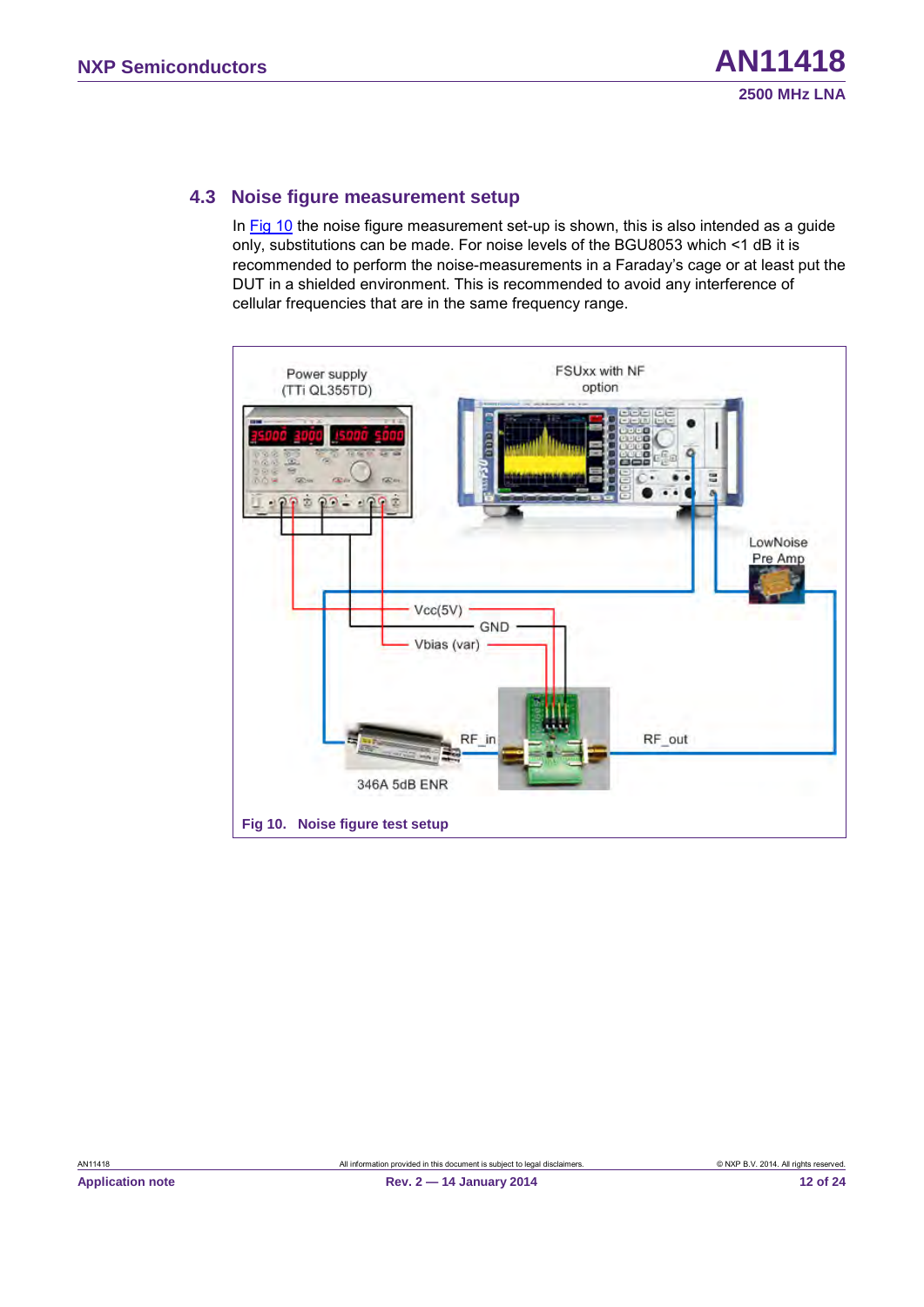## 4.3 Noise figure measurement setup

In Fig 10 the noise figure measurement set-up is shown, this is also intended as a guide only, substitutions can be made. For noise levels of the BGU8053 which <1 dB it is recommended to perform the noise-measurements in a Faraday's cage or at least put the DUT in a shielded environment. This is recommended to avoid any interference of cellular frequencies that are in the same frequency range.

**Fig 10. Noise figure test setup**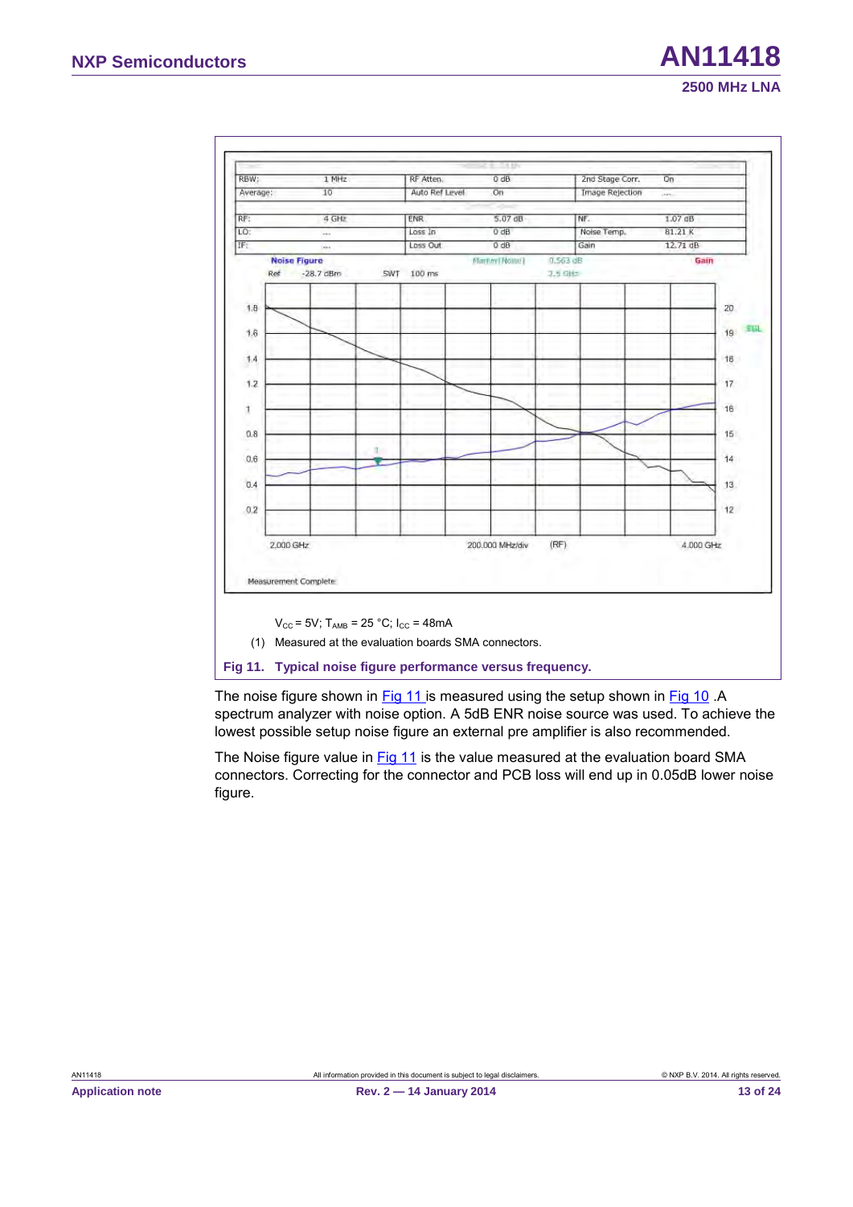| RBW: | 1 MHz | RF Atten. | 0 dB | 2nd Stage Corr. | On |
|---|---|---|---|---|---|
| Average: | 10 | Auto Ref Level | On | Image Rejection | --- |
| RF: | 4 GHz | ENR | 5.07 dB | NF. | 1.07 dB |
| LO: | --- | Loss In | 0 dB | Noise Temp. | 81.21 K |
| IF: | --- | Loss Out | 0 dB | Gain | 12.71 dB |

Noise Figure  Marker Noise 0.563 dB 2.5 GHz  Gain

Ref -28.7 dBm  SWT 100 ms

2.000 GHz  200.000 MHz/div  (RF)  4.000 GHz

Measurement Complete

$V_{CC}$ = 5V; $T_{AMB}$ = 25 °C; $I_{CC}$ = 48mA

(1) Measured at the evaluation boards SMA connectors.

**Fig 11. Typical noise figure performance versus frequency.**

The noise figure shown in Fig 11 is measured using the setup shown in Fig 10 .A spectrum analyzer with noise option. A 5dB ENR noise source was used. To achieve the lowest possible setup noise figure an external pre amplifier is also recommended.

The Noise figure value in Fig 11 is the value measured at the evaluation board SMA connectors. Correcting for the connector and PCB loss will end up in 0.05dB lower noise figure.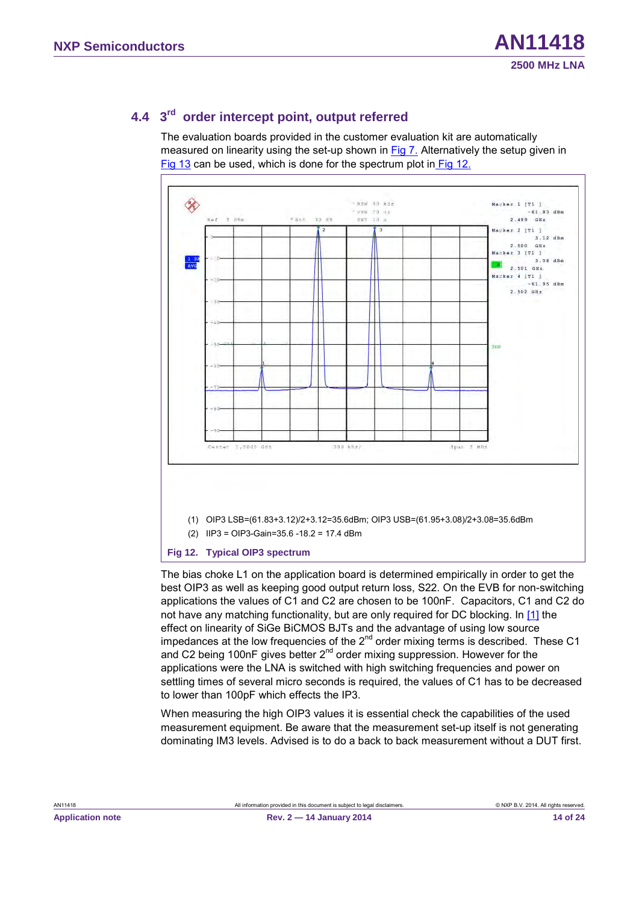## 4.4 3rd order intercept point, output referred

The evaluation boards provided in the customer evaluation kit are automatically measured on linearity using the set-up shown in Fig 7. Alternatively the setup given in Fig 13 can be used, which is done for the spectrum plot in Fig 12.

(1) OIP3 LSB=(61.83+3.12)/2+3.12=35.6dBm; OIP3 USB=(61.95+3.08)/2+3.08=35.6dBm

(2) IIP3 = OIP3-Gain=35.6 -18.2 = 17.4 dBm

**Fig 12. Typical OIP3 spectrum**

The bias choke L1 on the application board is determined empirically in order to get the best OIP3 as well as keeping good output return loss, S22. On the EVB for non-switching applications the values of C1 and C2 are chosen to be 100nF. Capacitors, C1 and C2 do not have any matching functionality, but are only required for DC blocking. In [1] the effect on linearity of SiGe BiCMOS BJTs and the advantage of using low source impedances at the low frequencies of the 2nd order mixing terms is described. These C1 and C2 being 100nF gives better 2nd order mixing suppression. However for the applications were the LNA is switched with high switching frequencies and power on settling times of several micro seconds is required, the values of C1 has to be decreased to lower than 100pF which effects the IP3.

When measuring the high OIP3 values it is essential check the capabilities of the used measurement equipment. Be aware that the measurement set-up itself is not generating dominating IM3 levels. Advised is to do a back to back measurement without a DUT first.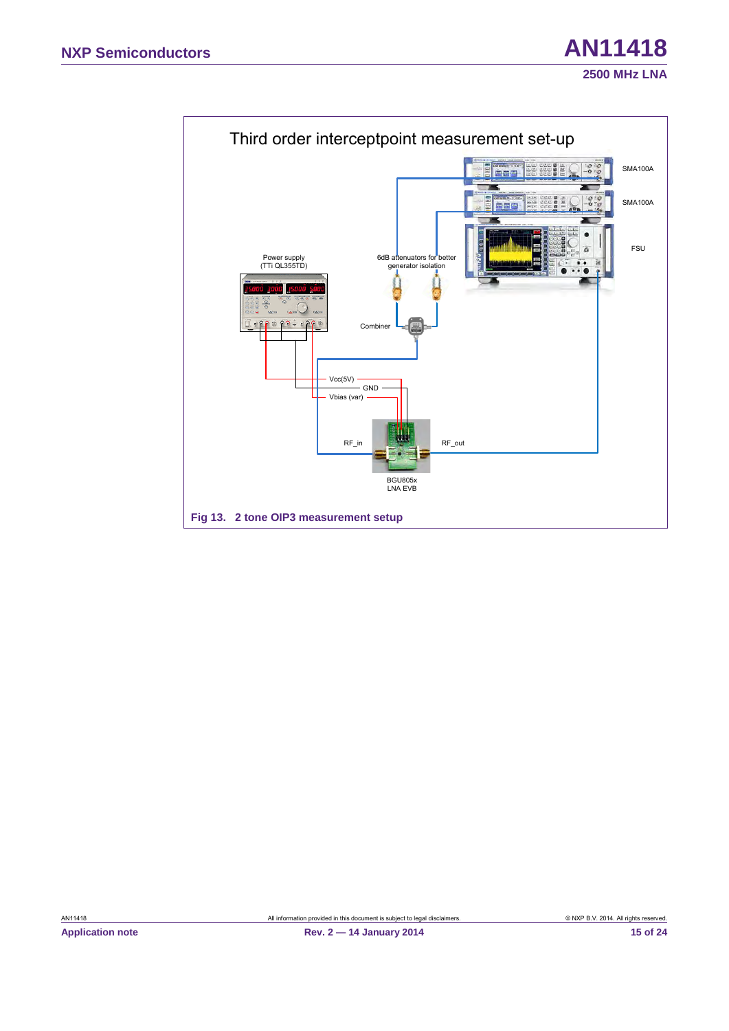Third order interceptpoint measurement set-up

SMA100A

SMA100A

FSU

Power supply
(TTi QL355TD)

6dB attenuators for better generator isolation

Combiner

Vcc(5V)

GND

Vbias (var)

RF_in

RF_out

BGU805x
LNA EVB

**Fig 13. 2 tone OIP3 measurement setup**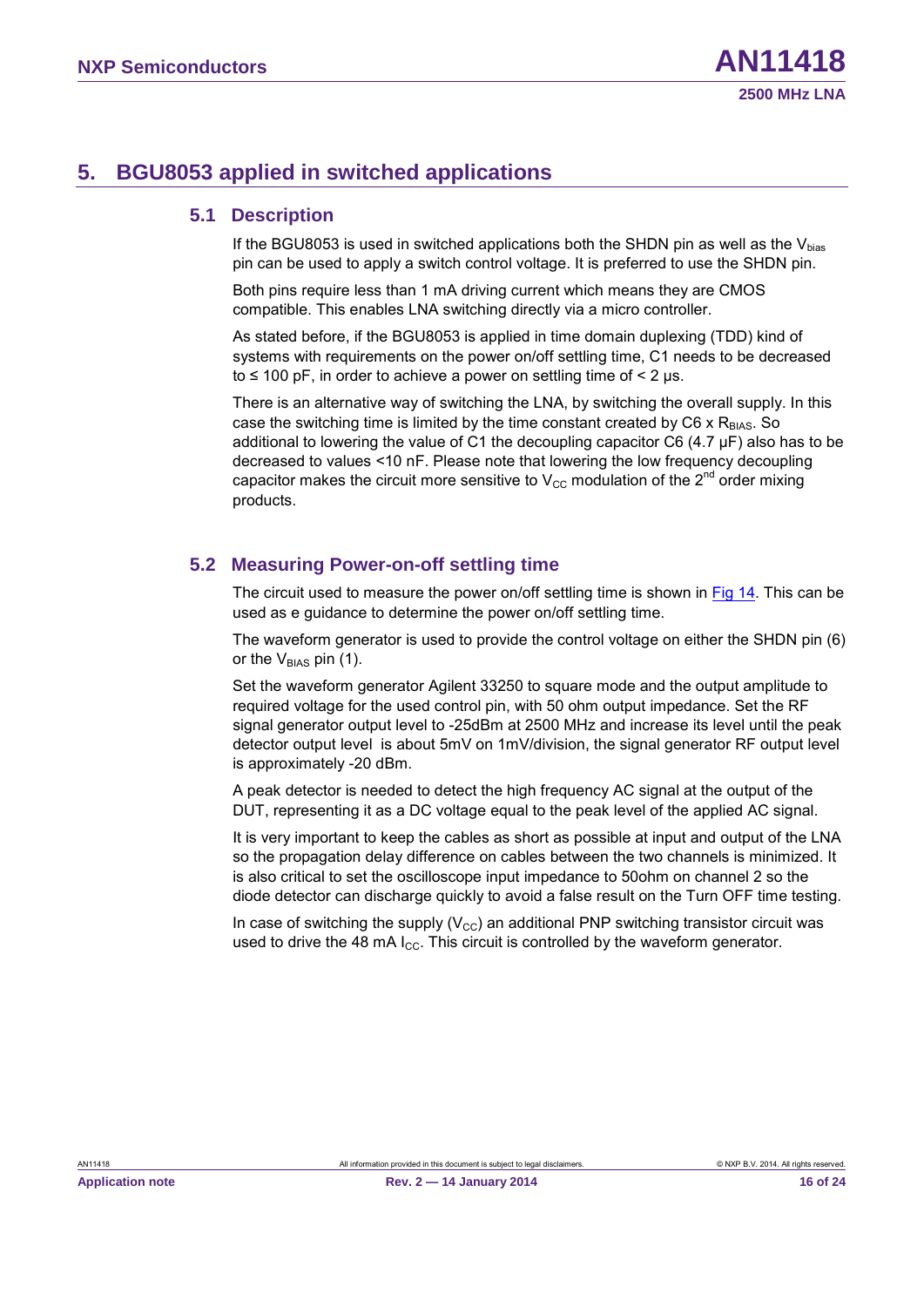# 5. BGU8053 applied in switched applications

## 5.1 Description

If the BGU8053 is used in switched applications both the SHDN pin as well as the $V_{bias}$ pin can be used to apply a switch control voltage. It is preferred to use the SHDN pin.

Both pins require less than 1 mA driving current which means they are CMOS compatible. This enables LNA switching directly via a micro controller.

As stated before, if the BGU8053 is applied in time domain duplexing (TDD) kind of systems with requirements on the power on/off settling time, C1 needs to be decreased to ≤ 100 pF, in order to achieve a power on settling time of < 2 µs.

There is an alternative way of switching the LNA, by switching the overall supply. In this case the switching time is limited by the time constant created by C6 x $R_{BIAS}$. So additional to lowering the value of C1 the decoupling capacitor C6 (4.7 µF) also has to be decreased to values <10 nF. Please note that lowering the low frequency decoupling capacitor makes the circuit more sensitive to $V_{CC}$ modulation of the 2$^{nd}$ order mixing products.

## 5.2 Measuring Power-on-off settling time

The circuit used to measure the power on/off settling time is shown in Fig 14. This can be used as e guidance to determine the power on/off settling time.

The waveform generator is used to provide the control voltage on either the SHDN pin (6) or the $V_{BIAS}$ pin (1).

Set the waveform generator Agilent 33250 to square mode and the output amplitude to required voltage for the used control pin, with 50 ohm output impedance. Set the RF signal generator output level to -25dBm at 2500 MHz and increase its level until the peak detector output level is about 5mV on 1mV/division, the signal generator RF output level is approximately -20 dBm.

A peak detector is needed to detect the high frequency AC signal at the output of the DUT, representing it as a DC voltage equal to the peak level of the applied AC signal.

It is very important to keep the cables as short as possible at input and output of the LNA so the propagation delay difference on cables between the two channels is minimized. It is also critical to set the oscilloscope input impedance to 50ohm on channel 2 so the diode detector can discharge quickly to avoid a false result on the Turn OFF time testing.

In case of switching the supply ($V_{CC}$) an additional PNP switching transistor circuit was used to drive the 48 mA $I_{CC}$. This circuit is controlled by the waveform generator.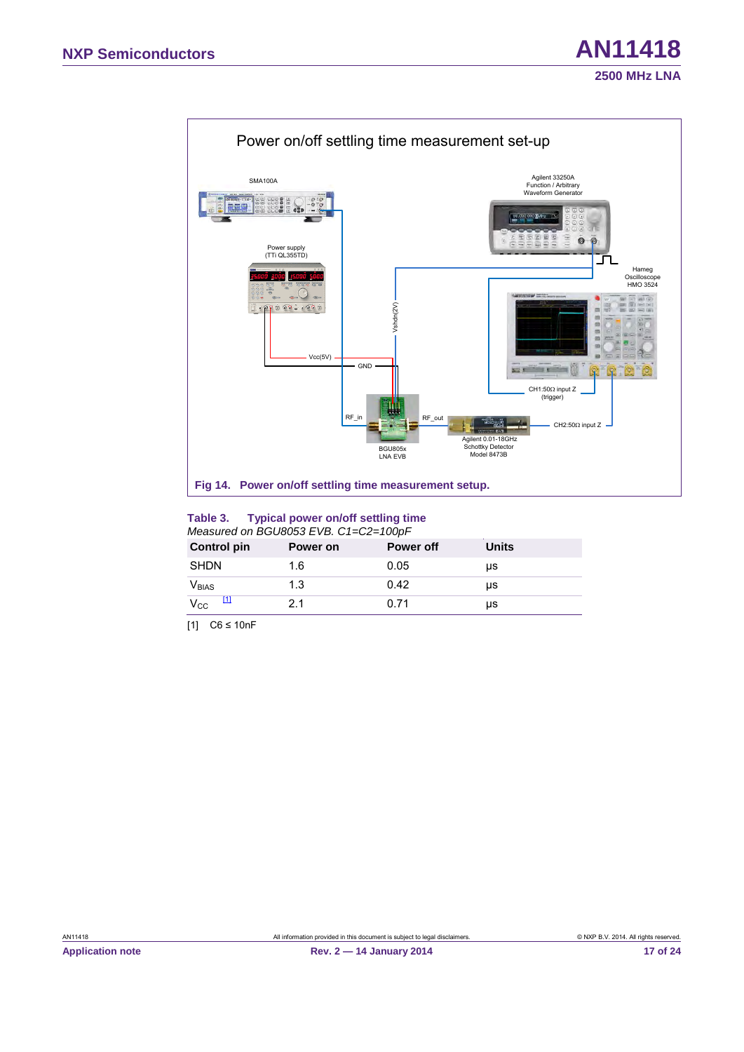Power on/off settling time measurement set-up

SMA100A

Agilent 33250A Function / Arbitrary Waveform Generator

Power supply (TTi QL355TD)

Hameg Oscilloscope HMO 3524

Vshdn(2V)

Vcc(5V)

GND

RF_in

RF_out

CH1:50Ω input Z (trigger)

CH2:50Ω input Z

BGU805x LNA EVB

Agilent 0.01-18GHz Schottky Detector Model 8473B

**Fig 14. Power on/off settling time measurement setup.**

**Table 3. Typical power on/off settling time**

*Measured on BGU8053 EVB. C1=C2=100pF*

| Control pin | Power on | Power off | Units |
|---|---|---|---|
| SHDN | 1.6 | 0.05 | μs |
| $V_{BIAS}$ | 1.3 | 0.42 | μs |
| $V_{CC}$ [1] | 2.1 | 0.71 | μs |

[1] C6 ≤ 10nF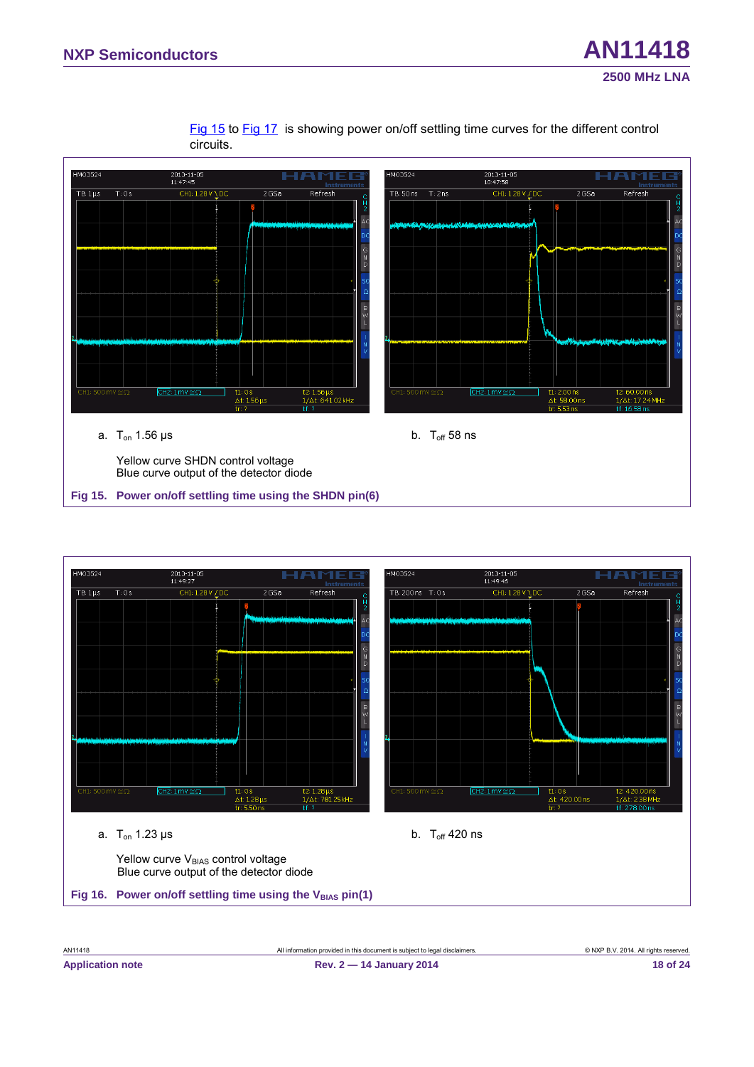Fig 15 to Fig 17 is showing power on/off settling time curves for the different control circuits.

a. $T_{on}$ 1.56 μs

b. $T_{off}$ 58 ns

Yellow curve SHDN control voltage
Blue curve output of the detector diode

**Fig 15. Power on/off settling time using the SHDN pin(6)**

a. $T_{on}$ 1.23 μs

b. $T_{off}$ 420 ns

Yellow curve $V_{BIAS}$ control voltage
Blue curve output of the detector diode

**Fig 16. Power on/off settling time using the $V_{BIAS}$ pin(1)**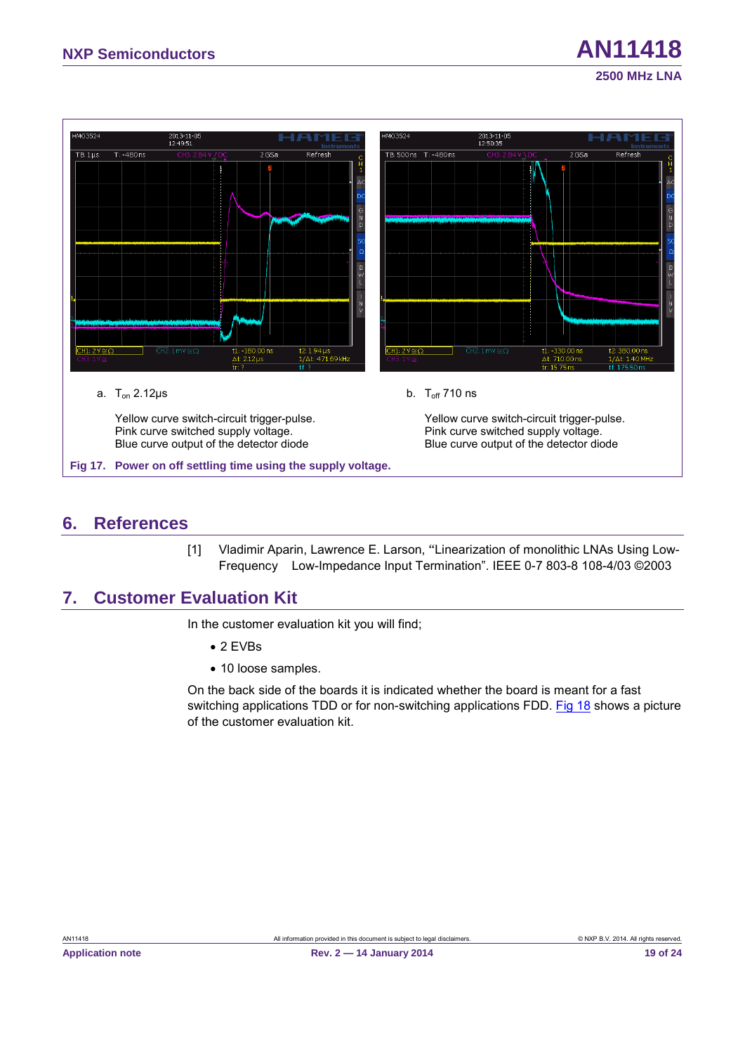a. $T_{on}$ 2.12µs

Yellow curve switch-circuit trigger-pulse.
Pink curve switched supply voltage.
Blue curve output of the detector diode

b. $T_{off}$ 710 ns

Yellow curve switch-circuit trigger-pulse.
Pink curve switched supply voltage.
Blue curve output of the detector diode

**Fig 17. Power on off settling time using the supply voltage.**

## 6. References

[1] Vladimir Aparin, Lawrence E. Larson, "Linearization of monolithic LNAs Using Low-Frequency Low-Impedance Input Termination". IEEE 0-7 803-8 108-4/03 ©2003

## 7. Customer Evaluation Kit

In the customer evaluation kit you will find;

- 2 EVBs
- 10 loose samples.

On the back side of the boards it is indicated whether the board is meant for a fast switching applications TDD or for non-switching applications FDD. Fig 18 shows a picture of the customer evaluation kit.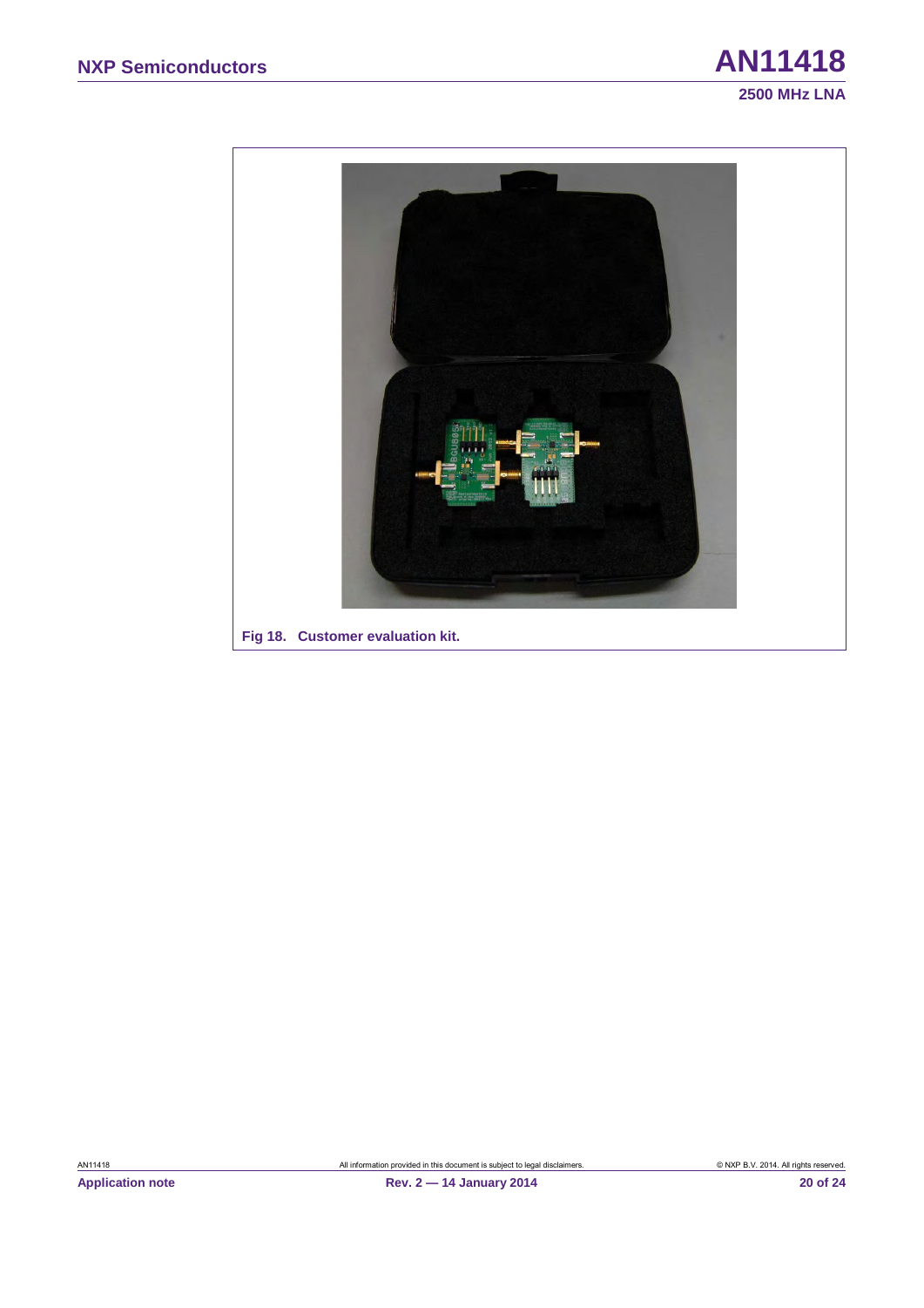Fig 18. Customer evaluation kit.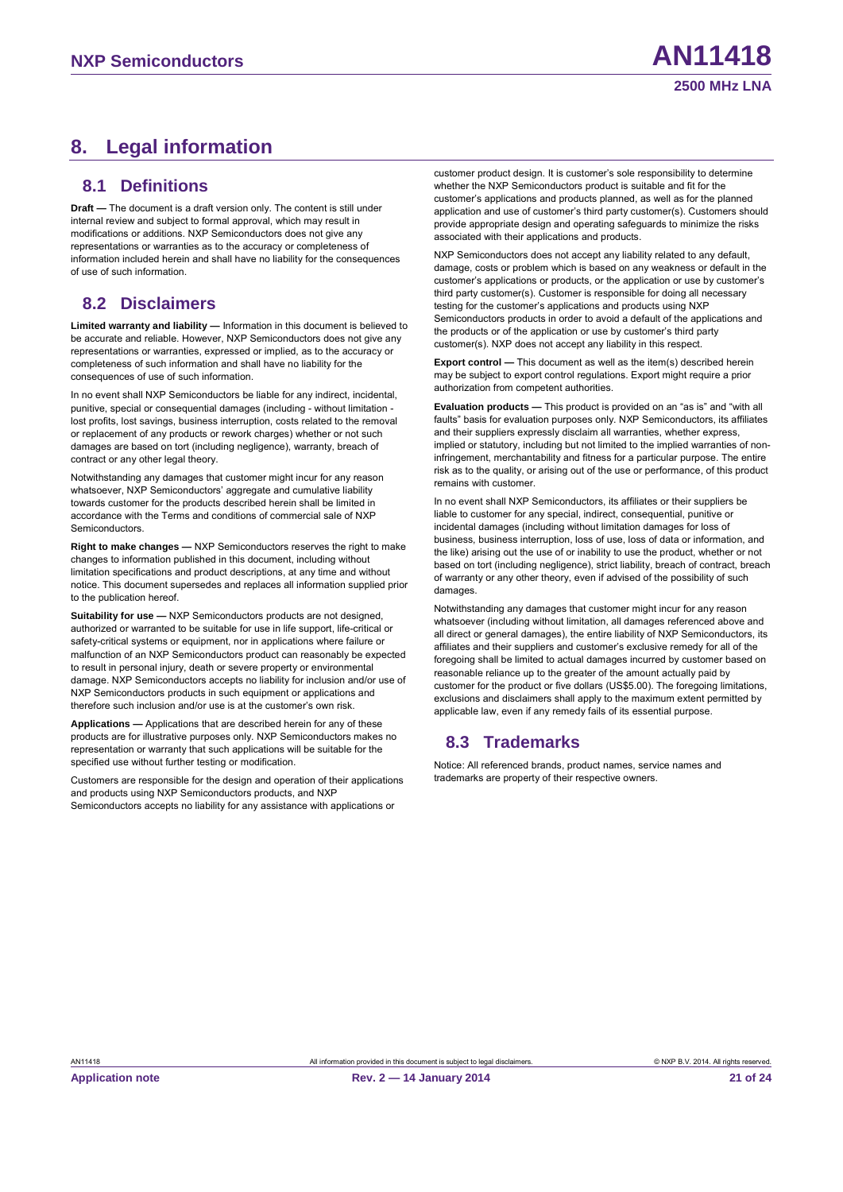# 8. Legal information

## 8.1 Definitions

**Draft —** The document is a draft version only. The content is still under internal review and subject to formal approval, which may result in modifications or additions. NXP Semiconductors does not give any representations or warranties as to the accuracy or completeness of information included herein and shall have no liability for the consequences of use of such information.

## 8.2 Disclaimers

**Limited warranty and liability —** Information in this document is believed to be accurate and reliable. However, NXP Semiconductors does not give any representations or warranties, expressed or implied, as to the accuracy or completeness of such information and shall have no liability for the consequences of use of such information.

In no event shall NXP Semiconductors be liable for any indirect, incidental, punitive, special or consequential damages (including - without limitation - lost profits, lost savings, business interruption, costs related to the removal or replacement of any products or rework charges) whether or not such damages are based on tort (including negligence), warranty, breach of contract or any other legal theory.

Notwithstanding any damages that customer might incur for any reason whatsoever, NXP Semiconductors' aggregate and cumulative liability towards customer for the products described herein shall be limited in accordance with the Terms and conditions of commercial sale of NXP Semiconductors.

**Right to make changes —** NXP Semiconductors reserves the right to make changes to information published in this document, including without limitation specifications and product descriptions, at any time and without notice. This document supersedes and replaces all information supplied prior to the publication hereof.

**Suitability for use —** NXP Semiconductors products are not designed, authorized or warranted to be suitable for use in life support, life-critical or safety-critical systems or equipment, nor in applications where failure or malfunction of an NXP Semiconductors product can reasonably be expected to result in personal injury, death or severe property or environmental damage. NXP Semiconductors accepts no liability for inclusion and/or use of NXP Semiconductors products in such equipment or applications and therefore such inclusion and/or use is at the customer's own risk.

**Applications —** Applications that are described herein for any of these products are for illustrative purposes only. NXP Semiconductors makes no representation or warranty that such applications will be suitable for the specified use without further testing or modification.

Customers are responsible for the design and operation of their applications and products using NXP Semiconductors products, and NXP Semiconductors accepts no liability for any assistance with applications or customer product design. It is customer's sole responsibility to determine whether the NXP Semiconductors product is suitable and fit for the customer's applications and products planned, as well as for the planned application and use of customer's third party customer(s). Customers should provide appropriate design and operating safeguards to minimize the risks associated with their applications and products.

NXP Semiconductors does not accept any liability related to any default, damage, costs or problem which is based on any weakness or default in the customer's applications or products, or the application or use by customer's third party customer(s). Customer is responsible for doing all necessary testing for the customer's applications and products using NXP Semiconductors products in order to avoid a default of the applications and the products or of the application or use by customer's third party customer(s). NXP does not accept any liability in this respect.

**Export control —** This document as well as the item(s) described herein may be subject to export control regulations. Export might require a prior authorization from competent authorities.

**Evaluation products —** This product is provided on an "as is" and "with all faults" basis for evaluation purposes only. NXP Semiconductors, its affiliates and their suppliers expressly disclaim all warranties, whether express, implied or statutory, including but not limited to the implied warranties of non-infringement, merchantability and fitness for a particular purpose. The entire risk as to the quality, or arising out of the use or performance, of this product remains with customer.

In no event shall NXP Semiconductors, its affiliates or their suppliers be liable to customer for any special, indirect, consequential, punitive or incidental damages (including without limitation damages for loss of business, business interruption, loss of use, loss of data or information, and the like) arising out the use of or inability to use the product, whether or not based on tort (including negligence), strict liability, breach of contract, breach of warranty or any other theory, even if advised of the possibility of such damages.

Notwithstanding any damages that customer might incur for any reason whatsoever (including without limitation, all damages referenced above and all direct or general damages), the entire liability of NXP Semiconductors, its affiliates and their suppliers and customer's exclusive remedy for all of the foregoing shall be limited to actual damages incurred by customer based on reasonable reliance up to the greater of the amount actually paid by customer for the product or five dollars (US$5.00). The foregoing limitations, exclusions and disclaimers shall apply to the maximum extent permitted by applicable law, even if any remedy fails of its essential purpose.

## 8.3 Trademarks

Notice: All referenced brands, product names, service names and trademarks are property of their respective owners.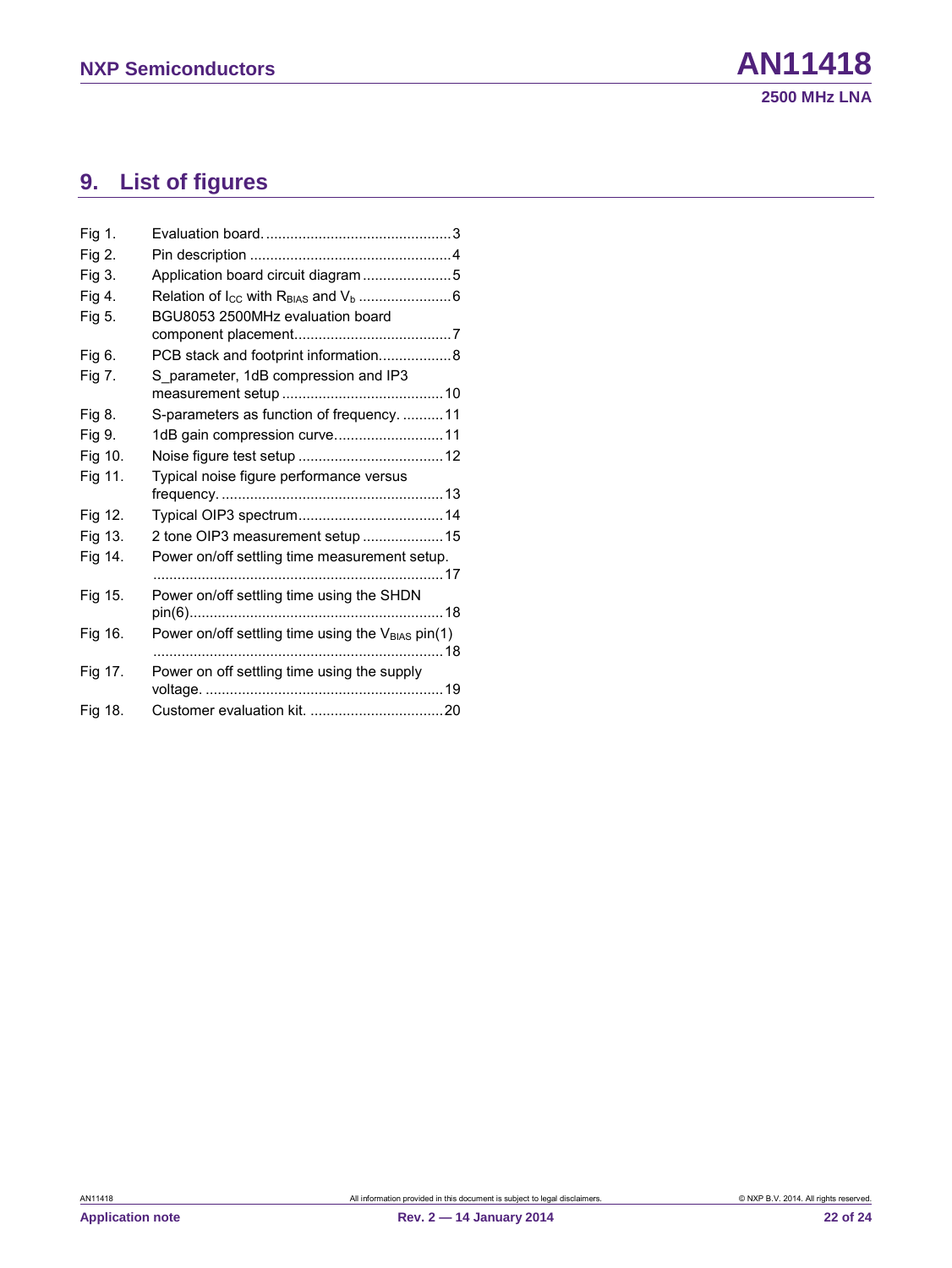## 9. List of figures

| | | |
|---|---|---|
| Fig 1. | Evaluation board | 3 |
| Fig 2. | Pin description | 4 |
| Fig 3. | Application board circuit diagram | 5 |
| Fig 4. | Relation of $I_{CC}$ with $R_{BIAS}$ and $V_b$ | 6 |
| Fig 5. | BGU8053 2500MHz evaluation board component placement | 7 |
| Fig 6. | PCB stack and footprint information | 8 |
| Fig 7. | S_parameter, 1dB compression and IP3 measurement setup | 10 |
| Fig 8. | S-parameters as function of frequency. | 11 |
| Fig 9. | 1dB gain compression curve | 11 |
| Fig 10. | Noise figure test setup | 12 |
| Fig 11. | Typical noise figure performance versus frequency. | 13 |
| Fig 12. | Typical OIP3 spectrum | 14 |
| Fig 13. | 2 tone OIP3 measurement setup | 15 |
| Fig 14. | Power on/off settling time measurement setup. | 17 |
| Fig 15. | Power on/off settling time using the SHDN pin(6) | 18 |
| Fig 16. | Power on/off settling time using the $V_{BIAS}$ pin(1) | 18 |
| Fig 17. | Power on off settling time using the supply voltage. | 19 |
| Fig 18. | Customer evaluation kit. | 20 |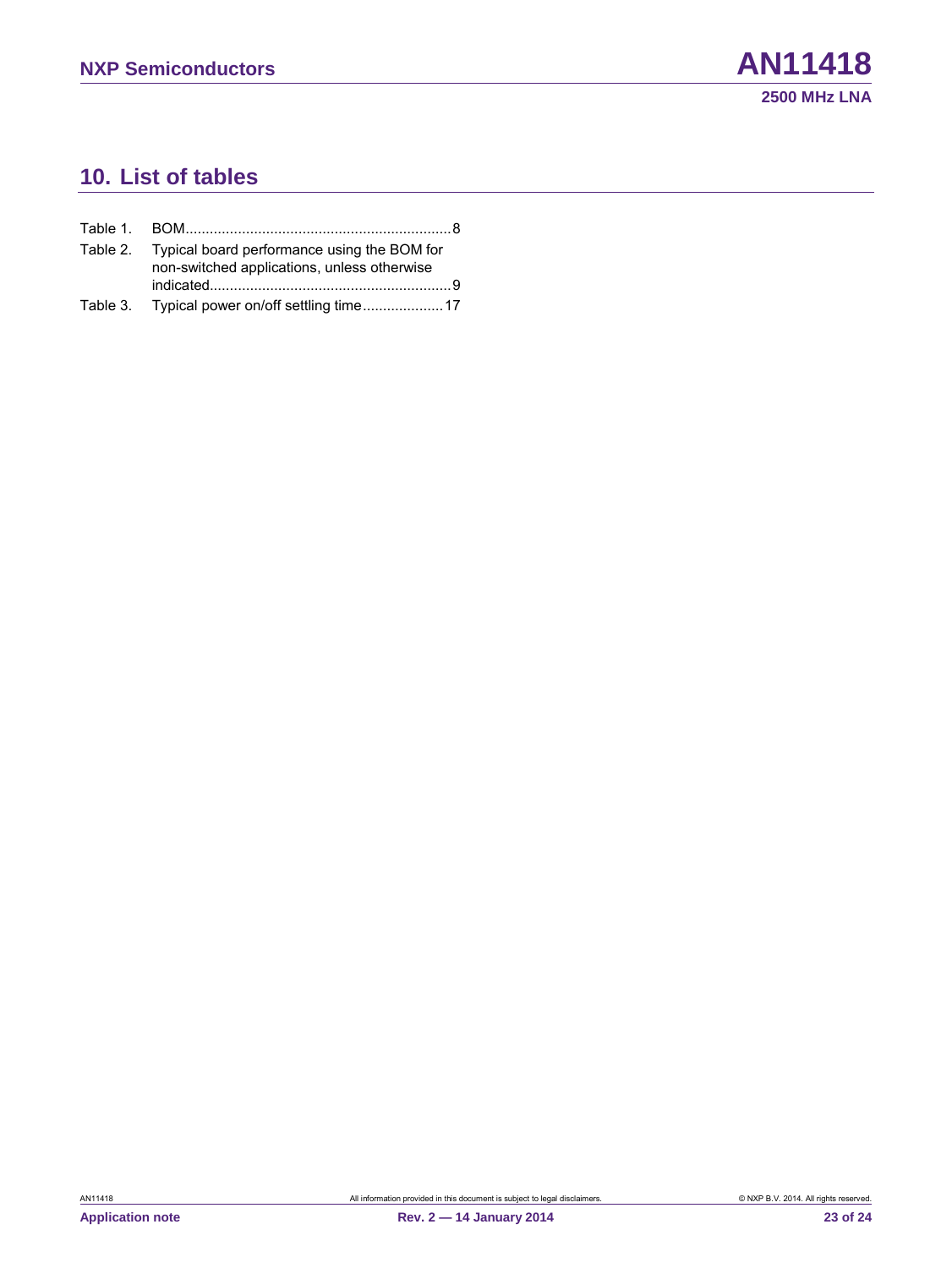## 10. List of tables

Table 1. BOM..................................................................8

Table 2. Typical board performance using the BOM for non-switched applications, unless otherwise indicated...........................................................9

Table 3. Typical power on/off settling time....................17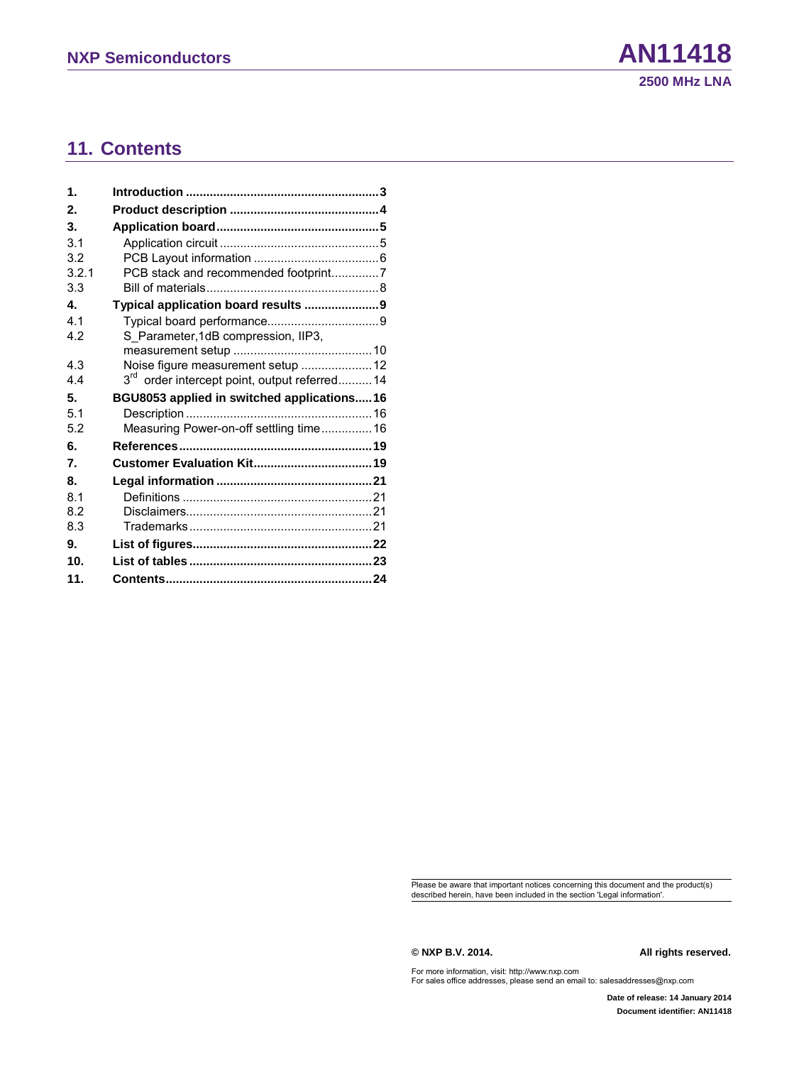## 11. Contents

| | | |
|---|---|---|
| **1.** | **Introduction** | **3** |
| **2.** | **Product description** | **4** |
| **3.** | **Application board** | **5** |
| 3.1 | Application circuit | 5 |
| 3.2 | PCB Layout information | 6 |
| 3.2.1 | PCB stack and recommended footprint | 7 |
| 3.3 | Bill of materials | 8 |
| **4.** | **Typical application board results** | **9** |
| 4.1 | Typical board performance | 9 |
| 4.2 | S_Parameter,1dB compression, IIP3, measurement setup | 10 |
| 4.3 | Noise figure measurement setup | 12 |
| 4.4 | 3rd order intercept point, output referred | 14 |
| **5.** | **BGU8053 applied in switched applications** | **16** |
| 5.1 | Description | 16 |
| 5.2 | Measuring Power-on-off settling time | 16 |
| **6.** | **References** | **19** |
| **7.** | **Customer Evaluation Kit** | **19** |
| **8.** | **Legal information** | **21** |
| 8.1 | Definitions | 21 |
| 8.2 | Disclaimers | 21 |
| 8.3 | Trademarks | 21 |
| **9.** | **List of figures** | **22** |
| **10.** | **List of tables** | **23** |
| **11.** | **Contents** | **24** |

Please be aware that important notices concerning this document and the product(s) described herein, have been included in the section 'Legal information'.

**© NXP B.V. 2014. All rights reserved.**

For more information, visit: http://www.nxp.com
For sales office addresses, please send an email to: salesaddresses@nxp.com

**Date of release: 14 January 2014**
**Document identifier: AN11418**